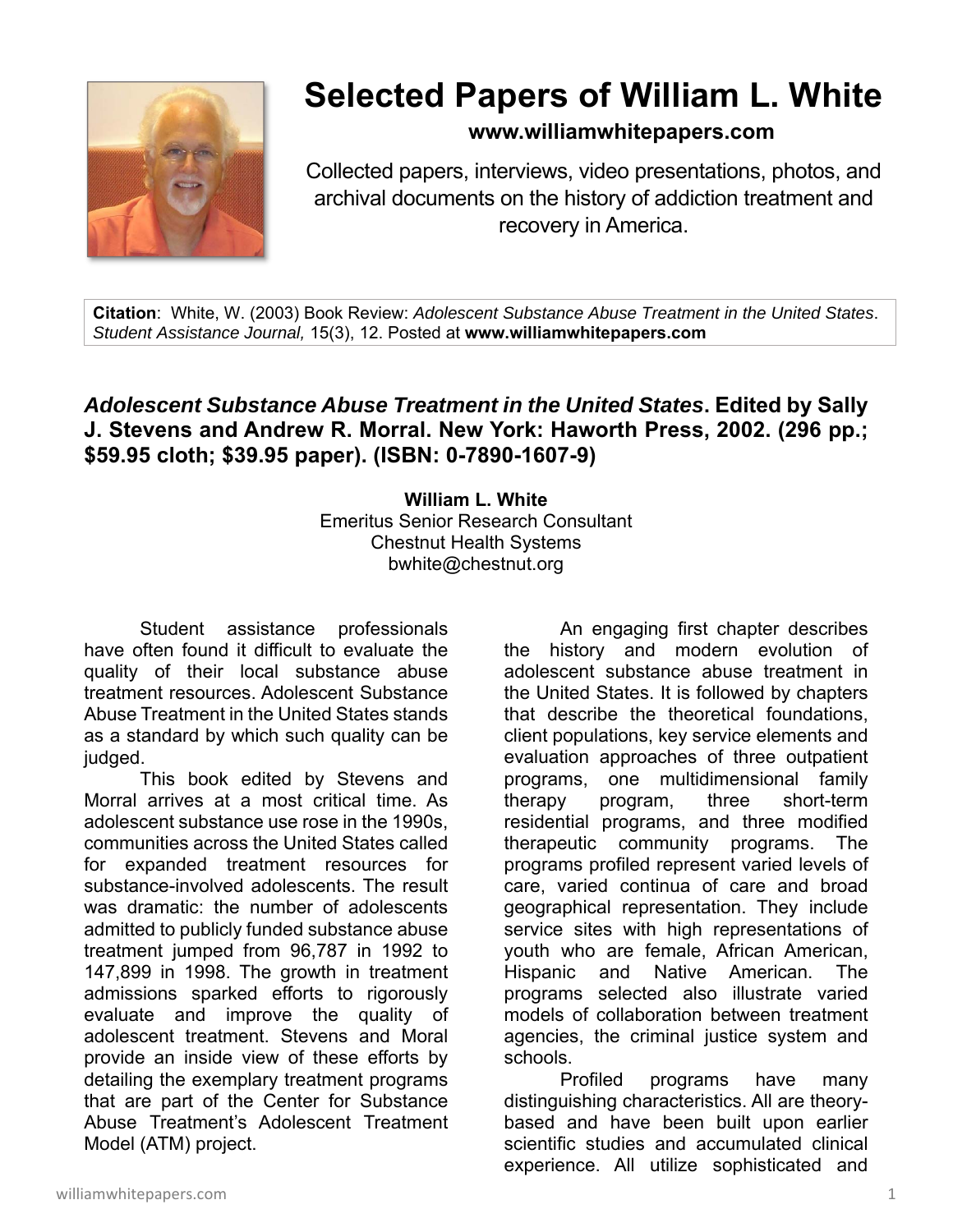# Selected Papers of William L. White

**www.williamwhitepapers.com**

Collected papers, interviews, video presentations, photos, and archival documents on the history of addiction treatment and recovery in America.

**Citation**: White, W. (2003) Book Review: *Adolescent Substance Abuse Treatment in the United States*. *Student Assistance Journal,* 15(3), 12. Posted at **www.williamwhitepapers.com**

## *Adolescent Substance Abuse Treatment in the United States*. Edited by Sally J. Stevens and Andrew R. Morral. New York: Haworth Press, 2002. (296 pp.; $59.95 cloth; $39.95 paper). (ISBN: 0-7890-1607-9)

**William L. White**
Emeritus Senior Research Consultant
Chestnut Health Systems
bwhite@chestnut.org

Student assistance professionals have often found it difficult to evaluate the quality of their local substance abuse treatment resources. Adolescent Substance Abuse Treatment in the United States stands as a standard by which such quality can be judged.

This book edited by Stevens and Morral arrives at a most critical time. As adolescent substance use rose in the 1990s, communities across the United States called for expanded treatment resources for substance-involved adolescents. The result was dramatic: the number of adolescents admitted to publicly funded substance abuse treatment jumped from 96,787 in 1992 to 147,899 in 1998. The growth in treatment admissions sparked efforts to rigorously evaluate and improve the quality of adolescent treatment. Stevens and Moral provide an inside view of these efforts by detailing the exemplary treatment programs that are part of the Center for Substance Abuse Treatment's Adolescent Treatment Model (ATM) project.

An engaging first chapter describes the history and modern evolution of adolescent substance abuse treatment in the United States. It is followed by chapters that describe the theoretical foundations, client populations, key service elements and evaluation approaches of three outpatient programs, one multidimensional family therapy program, three short-term residential programs, and three modified therapeutic community programs. The programs profiled represent varied levels of care, varied continua of care and broad geographical representation. They include service sites with high representations of youth who are female, African American, Hispanic and Native American. The programs selected also illustrate varied models of collaboration between treatment agencies, the criminal justice system and schools.

Profiled programs have many distinguishing characteristics. All are theory-based and have been built upon earlier scientific studies and accumulated clinical experience. All utilize sophisticated and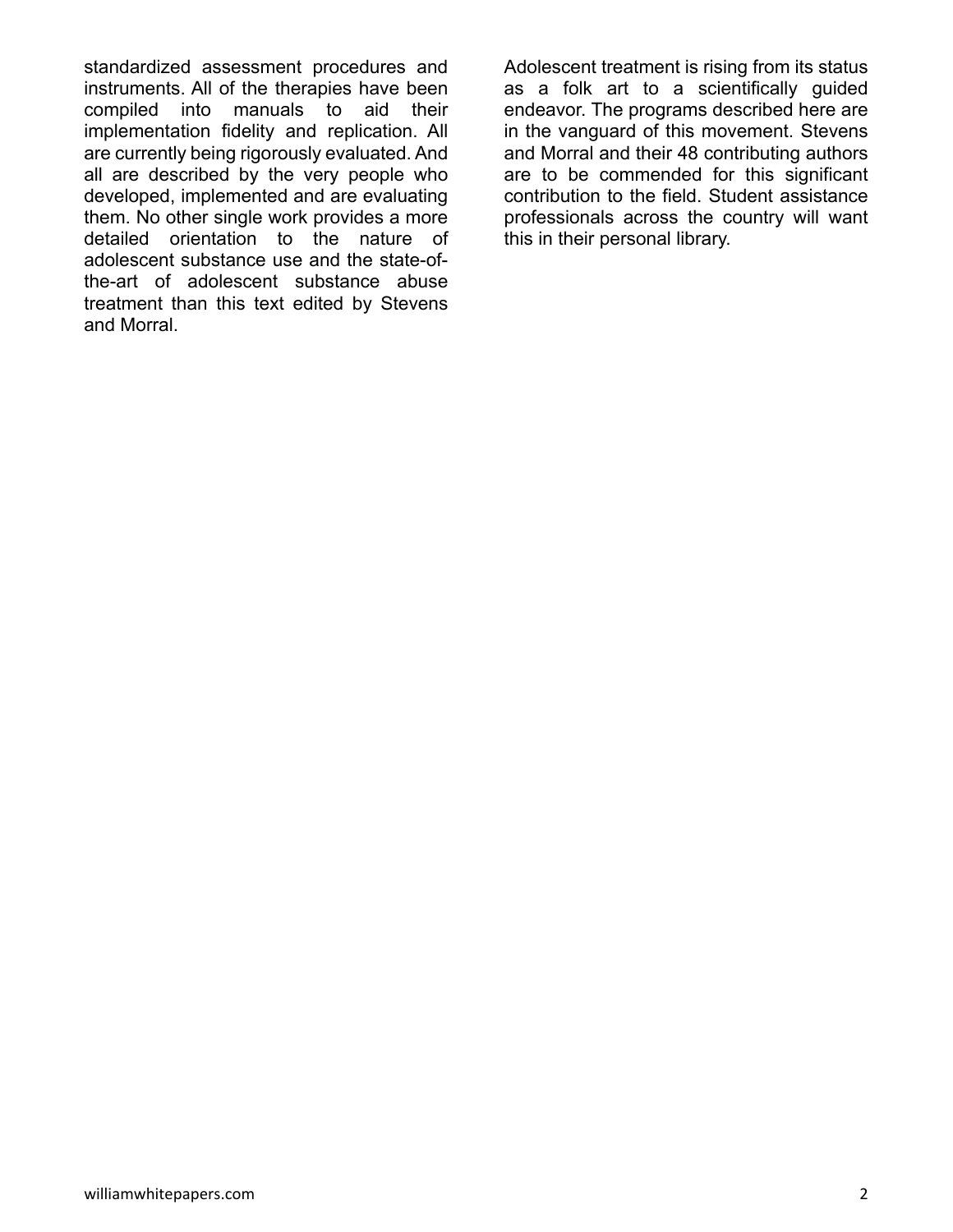standardized assessment procedures and instruments. All of the therapies have been compiled into manuals to aid their implementation fidelity and replication. All are currently being rigorously evaluated. And all are described by the very people who developed, implemented and are evaluating them. No other single work provides a more detailed orientation to the nature of adolescent substance use and the state-of-the-art of adolescent substance abuse treatment than this text edited by Stevens and Morral.

Adolescent treatment is rising from its status as a folk art to a scientifically guided endeavor. The programs described here are in the vanguard of this movement. Stevens and Morral and their 48 contributing authors are to be commended for this significant contribution to the field. Student assistance professionals across the country will want this in their personal library.